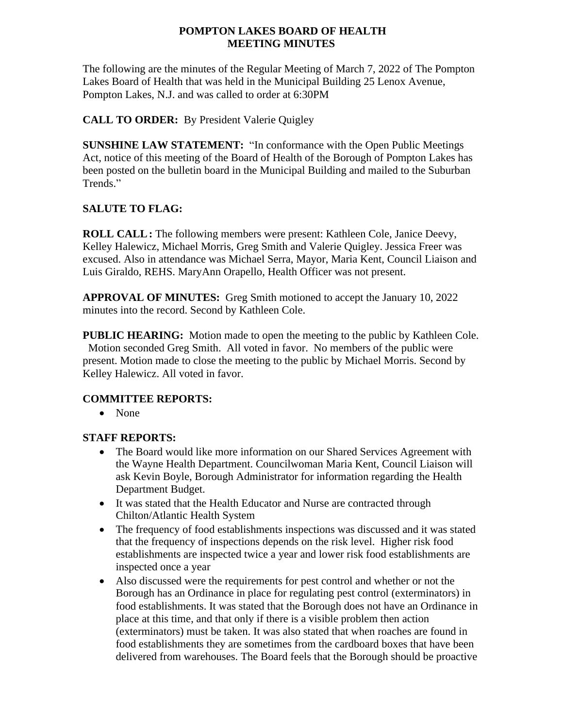**POMPTON LAKES BOARD OF HEALTH**
**MEETING MINUTES**

The following are the minutes of the Regular Meeting of March 7, 2022 of The Pompton Lakes Board of Health that was held in the Municipal Building 25 Lenox Avenue, Pompton Lakes, N.J. and was called to order at 6:30PM

**CALL TO ORDER:** By President Valerie Quigley

**SUNSHINE LAW STATEMENT:** "In conformance with the Open Public Meetings Act, notice of this meeting of the Board of Health of the Borough of Pompton Lakes has been posted on the bulletin board in the Municipal Building and mailed to the Suburban Trends."

**SALUTE TO FLAG:**

**ROLL CALL:** The following members were present: Kathleen Cole, Janice Deevy, Kelley Halewicz, Michael Morris, Greg Smith and Valerie Quigley. Jessica Freer was excused. Also in attendance was Michael Serra, Mayor, Maria Kent, Council Liaison and Luis Giraldo, REHS. MaryAnn Orapello, Health Officer was not present.

**APPROVAL OF MINUTES:** Greg Smith motioned to accept the January 10, 2022 minutes into the record. Second by Kathleen Cole.

**PUBLIC HEARING:** Motion made to open the meeting to the public by Kathleen Cole. Motion seconded Greg Smith. All voted in favor. No members of the public were present. Motion made to close the meeting to the public by Michael Morris. Second by Kelley Halewicz. All voted in favor.

**COMMITTEE REPORTS:**

- None

**STAFF REPORTS:**

- The Board would like more information on our Shared Services Agreement with the Wayne Health Department. Councilwoman Maria Kent, Council Liaison will ask Kevin Boyle, Borough Administrator for information regarding the Health Department Budget.
- It was stated that the Health Educator and Nurse are contracted through Chilton/Atlantic Health System
- The frequency of food establishments inspections was discussed and it was stated that the frequency of inspections depends on the risk level. Higher risk food establishments are inspected twice a year and lower risk food establishments are inspected once a year
- Also discussed were the requirements for pest control and whether or not the Borough has an Ordinance in place for regulating pest control (exterminators) in food establishments. It was stated that the Borough does not have an Ordinance in place at this time, and that only if there is a visible problem then action (exterminators) must be taken. It was also stated that when roaches are found in food establishments they are sometimes from the cardboard boxes that have been delivered from warehouses. The Board feels that the Borough should be proactive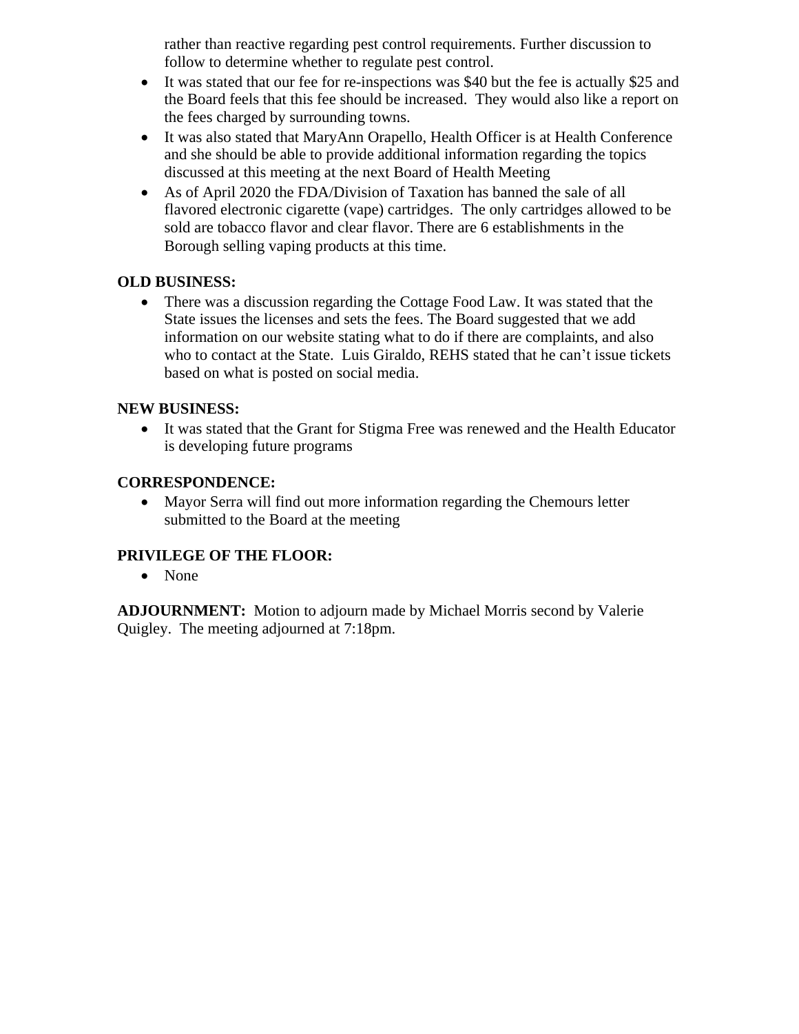rather than reactive regarding pest control requirements. Further discussion to follow to determine whether to regulate pest control.

- It was stated that our fee for re-inspections was $40 but the fee is actually $25 and the Board feels that this fee should be increased. They would also like a report on the fees charged by surrounding towns.
- It was also stated that MaryAnn Orapello, Health Officer is at Health Conference and she should be able to provide additional information regarding the topics discussed at this meeting at the next Board of Health Meeting
- As of April 2020 the FDA/Division of Taxation has banned the sale of all flavored electronic cigarette (vape) cartridges. The only cartridges allowed to be sold are tobacco flavor and clear flavor. There are 6 establishments in the Borough selling vaping products at this time.

**OLD BUSINESS:**

- There was a discussion regarding the Cottage Food Law. It was stated that the State issues the licenses and sets the fees. The Board suggested that we add information on our website stating what to do if there are complaints, and also who to contact at the State. Luis Giraldo, REHS stated that he can't issue tickets based on what is posted on social media.

**NEW BUSINESS:**

- It was stated that the Grant for Stigma Free was renewed and the Health Educator is developing future programs

**CORRESPONDENCE:**

- Mayor Serra will find out more information regarding the Chemours letter submitted to the Board at the meeting

**PRIVILEGE OF THE FLOOR:**

- None

**ADJOURNMENT:** Motion to adjourn made by Michael Morris second by Valerie Quigley. The meeting adjourned at 7:18pm.